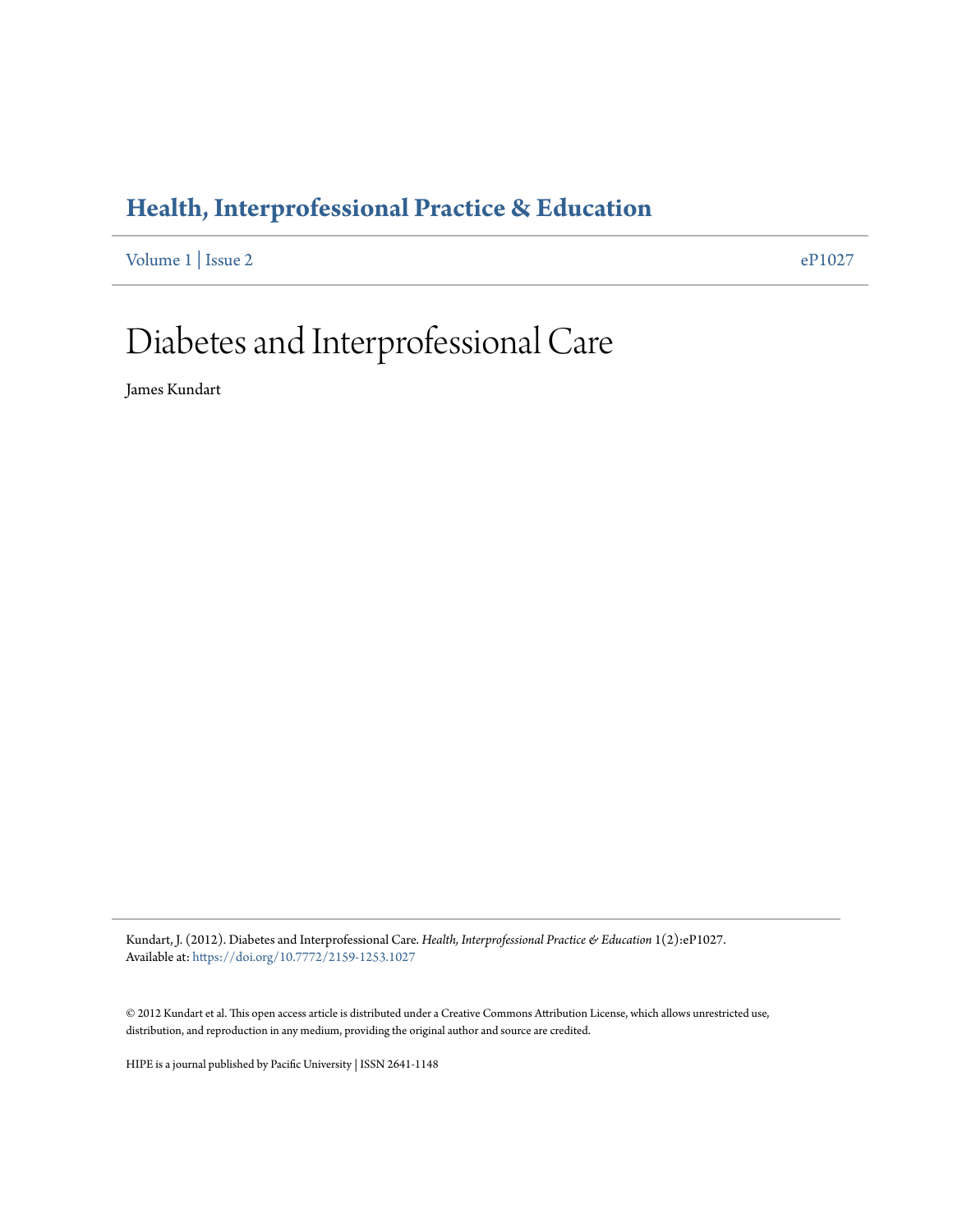# Health, Interprofessional Practice & Education

Volume 1 | Issue 2 eP1027

# Diabetes and Interprofessional Care

James Kundart

Kundart, J. (2012). Diabetes and Interprofessional Care. *Health, Interprofessional Practice & Education* 1(2):eP1027. Available at: https://doi.org/10.7772/2159-1253.1027

© 2012 Kundart et al. This open access article is distributed under a Creative Commons Attribution License, which allows unrestricted use, distribution, and reproduction in any medium, providing the original author and source are credited.

HIPE is a journal published by Pacific University | ISSN 2641-1148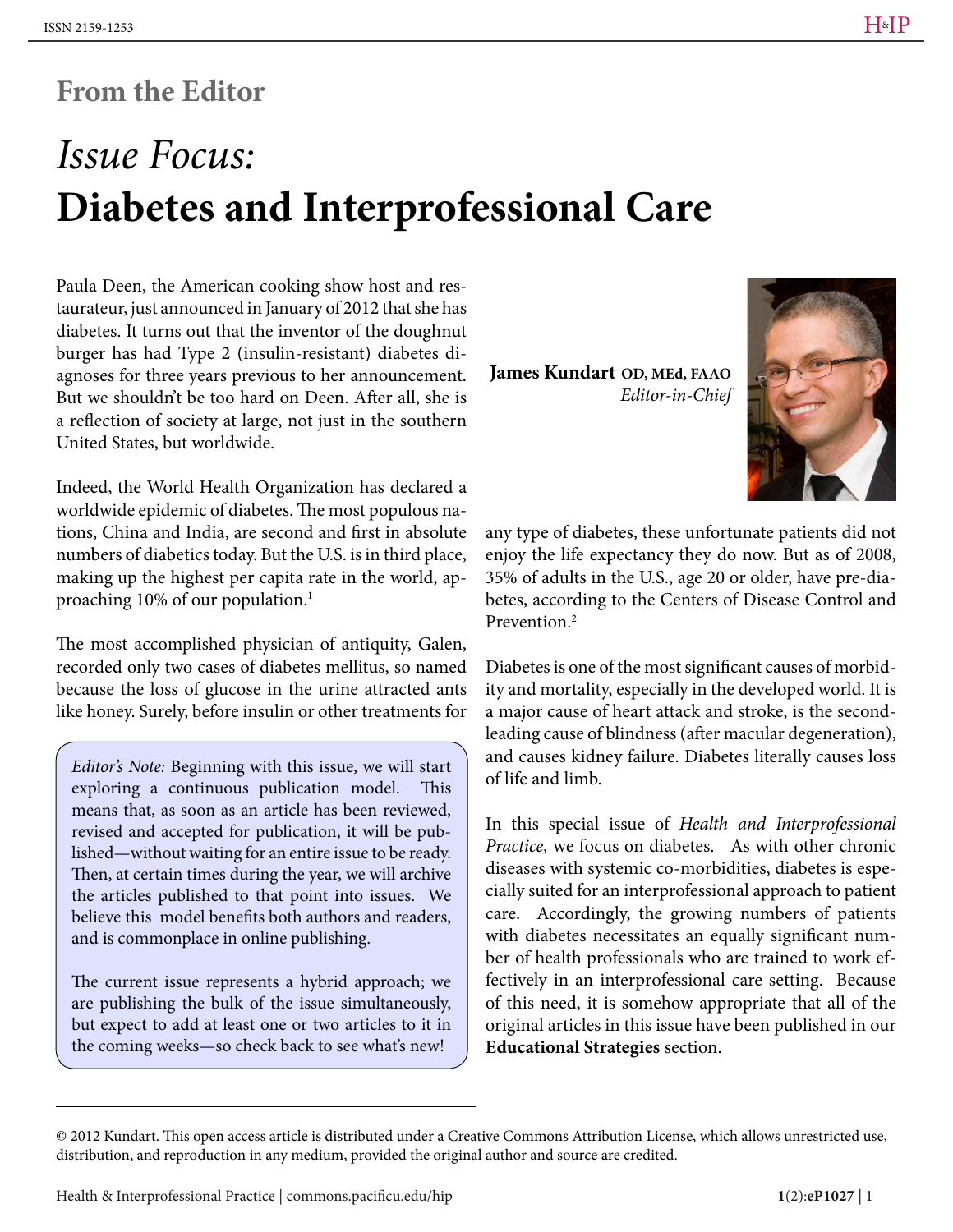## From the Editor

# *Issue Focus:* **Diabetes and Interprofessional Care**

**James Kundart** OD, MEd, FAAO
*Editor-in-Chief*

Paula Deen, the American cooking show host and restaurateur, just announced in January of 2012 that she has diabetes. It turns out that the inventor of the doughnut burger has had Type 2 (insulin-resistant) diabetes diagnoses for three years previous to her announcement. But we shouldn't be too hard on Deen. After all, she is a reflection of society at large, not just in the southern United States, but worldwide.

Indeed, the World Health Organization has declared a worldwide epidemic of diabetes. The most populous nations, China and India, are second and first in absolute numbers of diabetics today. But the U.S. is in third place, making up the highest per capita rate in the world, approaching 10% of our population.[1]

The most accomplished physician of antiquity, Galen, recorded only two cases of diabetes mellitus, so named because the loss of glucose in the urine attracted ants like honey. Surely, before insulin or other treatments for any type of diabetes, these unfortunate patients did not enjoy the life expectancy they do now. But as of 2008, 35% of adults in the U.S., age 20 or older, have pre-diabetes, according to the Centers of Disease Control and Prevention.[2]

Diabetes is one of the most significant causes of morbidity and mortality, especially in the developed world. It is a major cause of heart attack and stroke, is the second-leading cause of blindness (after macular degeneration), and causes kidney failure. Diabetes literally causes loss of life and limb.

In this special issue of *Health and Interprofessional Practice,* we focus on diabetes. As with other chronic diseases with systemic co-morbidities, diabetes is especially suited for an interprofessional approach to patient care. Accordingly, the growing numbers of patients with diabetes necessitates an equally significant number of health professionals who are trained to work effectively in an interprofessional care setting. Because of this need, it is somehow appropriate that all of the original articles in this issue have been published in our **Educational Strategies** section.

> *Editor's Note:* Beginning with this issue, we will start exploring a continuous publication model. This means that, as soon as an article has been reviewed, revised and accepted for publication, it will be published—without waiting for an entire issue to be ready. Then, at certain times during the year, we will archive the articles published to that point into issues. We believe this model benefits both authors and readers, and is commonplace in online publishing.
>
> The current issue represents a hybrid approach; we are publishing the bulk of the issue simultaneously, but expect to add at least one or two articles to it in the coming weeks—so check back to see what's new!

© 2012 Kundart. This open access article is distributed under a Creative Commons Attribution License, which allows unrestricted use, distribution, and reproduction in any medium, provided the original author and source are credited.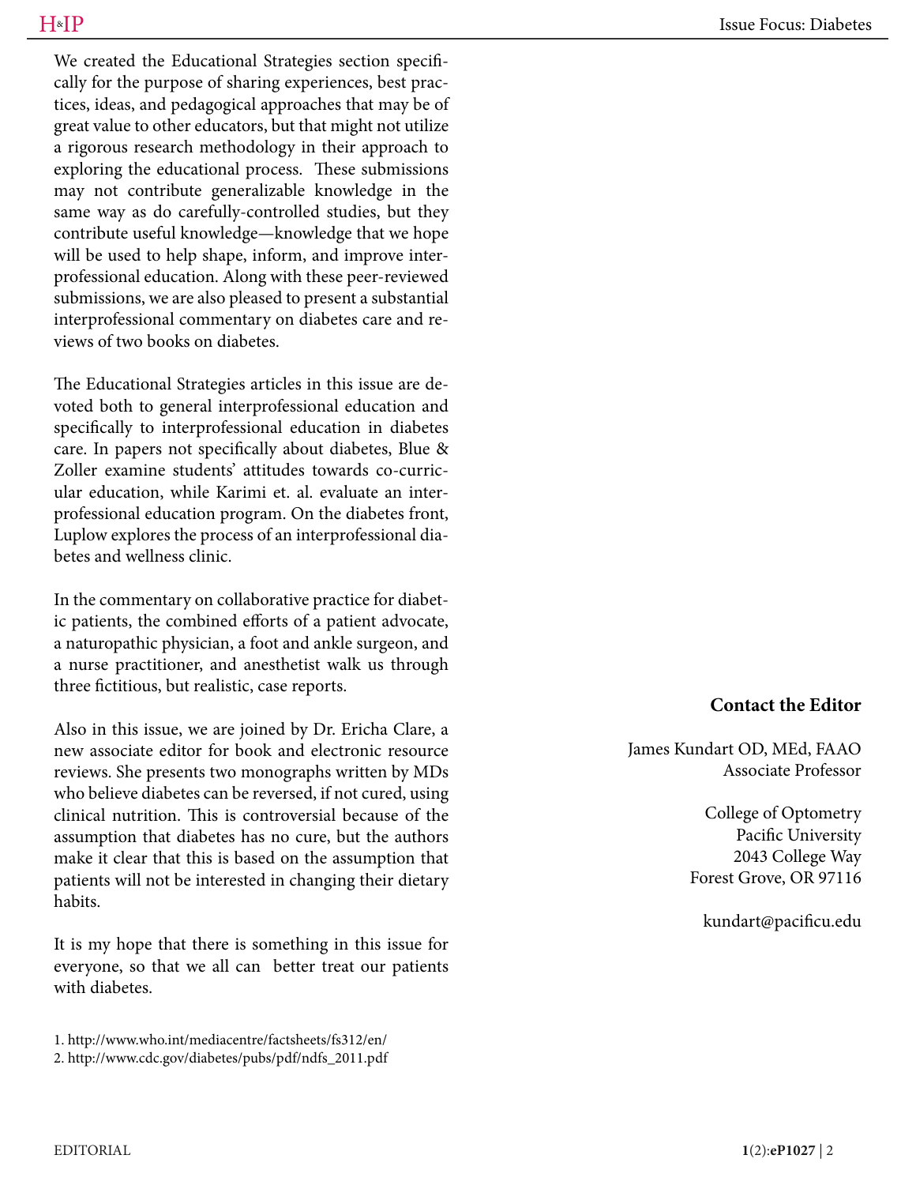We created the Educational Strategies section specifically for the purpose of sharing experiences, best practices, ideas, and pedagogical approaches that may be of great value to other educators, but that might not utilize a rigorous research methodology in their approach to exploring the educational process. These submissions may not contribute generalizable knowledge in the same way as do carefully-controlled studies, but they contribute useful knowledge—knowledge that we hope will be used to help shape, inform, and improve interprofessional education. Along with these peer-reviewed submissions, we are also pleased to present a substantial interprofessional commentary on diabetes care and reviews of two books on diabetes.

The Educational Strategies articles in this issue are devoted both to general interprofessional education and specifically to interprofessional education in diabetes care. In papers not specifically about diabetes, Blue & Zoller examine students' attitudes towards co-curricular education, while Karimi et. al. evaluate an interprofessional education program. On the diabetes front, Luplow explores the process of an interprofessional diabetes and wellness clinic.

In the commentary on collaborative practice for diabetic patients, the combined efforts of a patient advocate, a naturopathic physician, a foot and ankle surgeon, and a nurse practitioner, and anesthetist walk us through three fictitious, but realistic, case reports.

Also in this issue, we are joined by Dr. Ericha Clare, a new associate editor for book and electronic resource reviews. She presents two monographs written by MDs who believe diabetes can be reversed, if not cured, using clinical nutrition. This is controversial because of the assumption that diabetes has no cure, but the authors make it clear that this is based on the assumption that patients will not be interested in changing their dietary habits.

It is my hope that there is something in this issue for everyone, so that we all can better treat our patients with diabetes.

1. http://www.who.int/mediacentre/factsheets/fs312/en/
2. http://www.cdc.gov/diabetes/pubs/pdf/ndfs_2011.pdf

**Contact the Editor**

James Kundart OD, MEd, FAAO
Associate Professor

College of Optometry
Pacific University
2043 College Way
Forest Grove, OR 97116

kundart@pacificu.edu